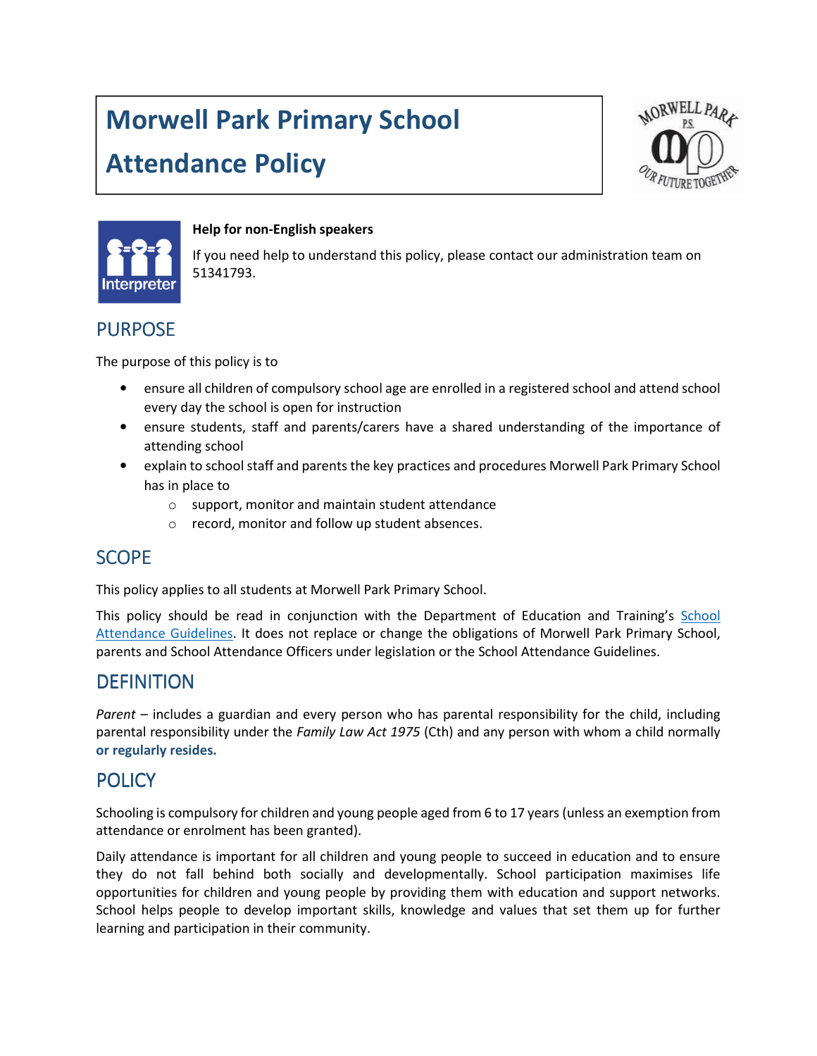# Morwell Park Primary School

# Attendance Policy

**Help for non-English speakers**

If you need help to understand this policy, please contact our administration team on 51341793.

## PURPOSE

The purpose of this policy is to

- ensure all children of compulsory school age are enrolled in a registered school and attend school every day the school is open for instruction
- ensure students, staff and parents/carers have a shared understanding of the importance of attending school
- explain to school staff and parents the key practices and procedures Morwell Park Primary School has in place to
  - support, monitor and maintain student attendance
  - record, monitor and follow up student absences.

## SCOPE

This policy applies to all students at Morwell Park Primary School.

This policy should be read in conjunction with the Department of Education and Training's School Attendance Guidelines. It does not replace or change the obligations of Morwell Park Primary School, parents and School Attendance Officers under legislation or the School Attendance Guidelines.

## DEFINITION

*Parent* – includes a guardian and every person who has parental responsibility for the child, including parental responsibility under the *Family Law Act 1975* (Cth) and any person with whom a child normally **or regularly resides.**

## POLICY

Schooling is compulsory for children and young people aged from 6 to 17 years (unless an exemption from attendance or enrolment has been granted).

Daily attendance is important for all children and young people to succeed in education and to ensure they do not fall behind both socially and developmentally. School participation maximises life opportunities for children and young people by providing them with education and support networks. School helps people to develop important skills, knowledge and values that set them up for further learning and participation in their community.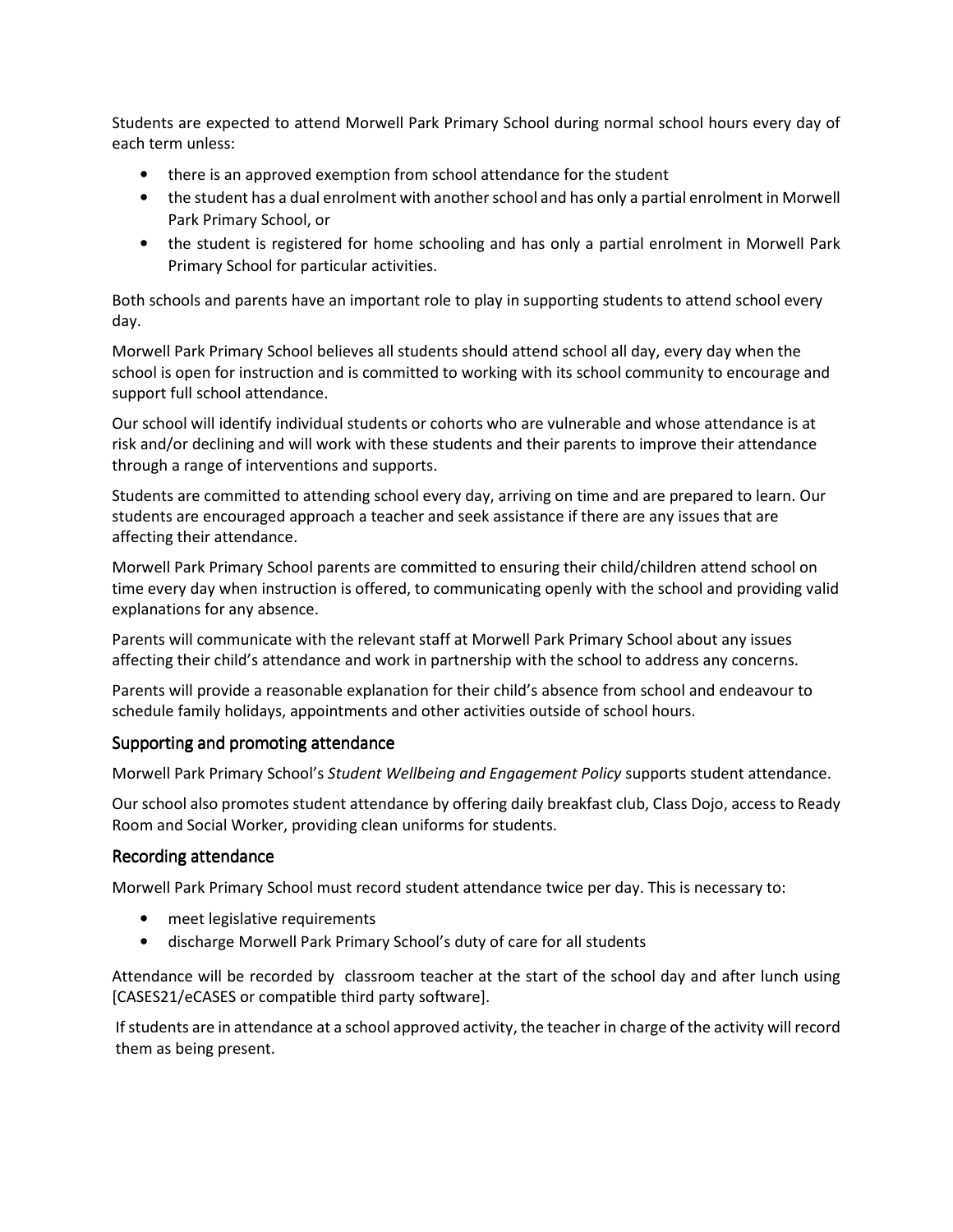Students are expected to attend Morwell Park Primary School during normal school hours every day of each term unless:

- there is an approved exemption from school attendance for the student
- the student has a dual enrolment with another school and has only a partial enrolment in Morwell Park Primary School, or
- the student is registered for home schooling and has only a partial enrolment in Morwell Park Primary School for particular activities.

Both schools and parents have an important role to play in supporting students to attend school every day.

Morwell Park Primary School believes all students should attend school all day, every day when the school is open for instruction and is committed to working with its school community to encourage and support full school attendance.

Our school will identify individual students or cohorts who are vulnerable and whose attendance is at risk and/or declining and will work with these students and their parents to improve their attendance through a range of interventions and supports.

Students are committed to attending school every day, arriving on time and are prepared to learn. Our students are encouraged approach a teacher and seek assistance if there are any issues that are affecting their attendance.

Morwell Park Primary School parents are committed to ensuring their child/children attend school on time every day when instruction is offered, to communicating openly with the school and providing valid explanations for any absence.

Parents will communicate with the relevant staff at Morwell Park Primary School about any issues affecting their child's attendance and work in partnership with the school to address any concerns.

Parents will provide a reasonable explanation for their child's absence from school and endeavour to schedule family holidays, appointments and other activities outside of school hours.

## Supporting and promoting attendance

Morwell Park Primary School's *Student Wellbeing and Engagement Policy* supports student attendance.

Our school also promotes student attendance by offering daily breakfast club, Class Dojo, access to Ready Room and Social Worker, providing clean uniforms for students.

## Recording attendance

Morwell Park Primary School must record student attendance twice per day. This is necessary to:

- meet legislative requirements
- discharge Morwell Park Primary School's duty of care for all students

Attendance will be recorded by classroom teacher at the start of the school day and after lunch using [CASES21/eCASES or compatible third party software].

If students are in attendance at a school approved activity, the teacher in charge of the activity will record them as being present.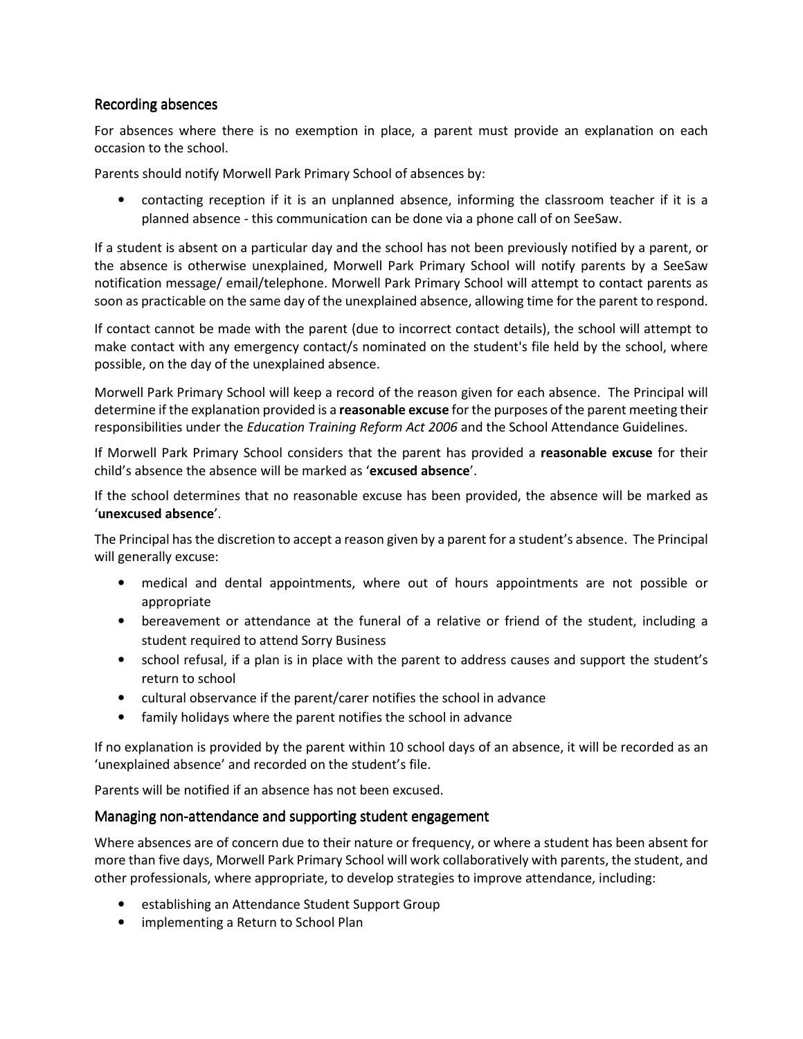## Recording absences

For absences where there is no exemption in place, a parent must provide an explanation on each occasion to the school.

Parents should notify Morwell Park Primary School of absences by:

- contacting reception if it is an unplanned absence, informing the classroom teacher if it is a planned absence - this communication can be done via a phone call of on SeeSaw.

If a student is absent on a particular day and the school has not been previously notified by a parent, or the absence is otherwise unexplained, Morwell Park Primary School will notify parents by a SeeSaw notification message/ email/telephone. Morwell Park Primary School will attempt to contact parents as soon as practicable on the same day of the unexplained absence, allowing time for the parent to respond.

If contact cannot be made with the parent (due to incorrect contact details), the school will attempt to make contact with any emergency contact/s nominated on the student's file held by the school, where possible, on the day of the unexplained absence.

Morwell Park Primary School will keep a record of the reason given for each absence. The Principal will determine if the explanation provided is a **reasonable excuse** for the purposes of the parent meeting their responsibilities under the *Education Training Reform Act 2006* and the School Attendance Guidelines.

If Morwell Park Primary School considers that the parent has provided a **reasonable excuse** for their child's absence the absence will be marked as '**excused absence**'.

If the school determines that no reasonable excuse has been provided, the absence will be marked as '**unexcused absence**'.

The Principal has the discretion to accept a reason given by a parent for a student's absence. The Principal will generally excuse:

- medical and dental appointments, where out of hours appointments are not possible or appropriate
- bereavement or attendance at the funeral of a relative or friend of the student, including a student required to attend Sorry Business
- school refusal, if a plan is in place with the parent to address causes and support the student's return to school
- cultural observance if the parent/carer notifies the school in advance
- family holidays where the parent notifies the school in advance

If no explanation is provided by the parent within 10 school days of an absence, it will be recorded as an 'unexplained absence' and recorded on the student's file.

Parents will be notified if an absence has not been excused.

## Managing non-attendance and supporting student engagement

Where absences are of concern due to their nature or frequency, or where a student has been absent for more than five days, Morwell Park Primary School will work collaboratively with parents, the student, and other professionals, where appropriate, to develop strategies to improve attendance, including:

- establishing an Attendance Student Support Group
- implementing a Return to School Plan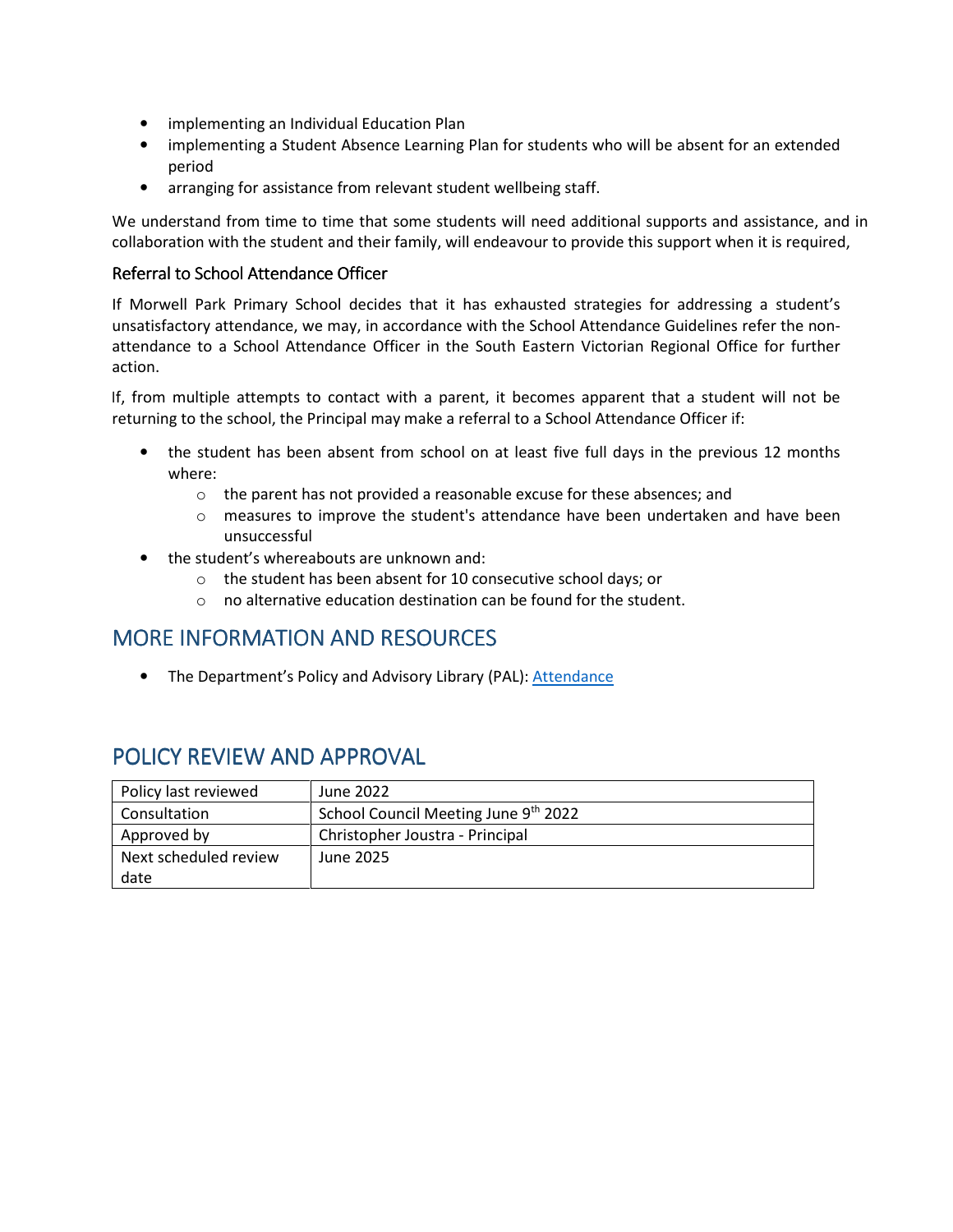- implementing an Individual Education Plan
- implementing a Student Absence Learning Plan for students who will be absent for an extended period
- arranging for assistance from relevant student wellbeing staff.

We understand from time to time that some students will need additional supports and assistance, and in collaboration with the student and their family, will endeavour to provide this support when it is required,

### Referral to School Attendance Officer

If Morwell Park Primary School decides that it has exhausted strategies for addressing a student's unsatisfactory attendance, we may, in accordance with the School Attendance Guidelines refer the non-attendance to a School Attendance Officer in the South Eastern Victorian Regional Office for further action.

If, from multiple attempts to contact with a parent, it becomes apparent that a student will not be returning to the school, the Principal may make a referral to a School Attendance Officer if:

- the student has been absent from school on at least five full days in the previous 12 months where:
  - the parent has not provided a reasonable excuse for these absences; and
  - measures to improve the student's attendance have been undertaken and have been unsuccessful
- the student's whereabouts are unknown and:
  - the student has been absent for 10 consecutive school days; or
  - no alternative education destination can be found for the student.

## MORE INFORMATION AND RESOURCES

- The Department's Policy and Advisory Library (PAL): Attendance

## POLICY REVIEW AND APPROVAL

| | |
|---|---|
| Policy last reviewed | June 2022 |
| Consultation | School Council Meeting June 9th 2022 |
| Approved by | Christopher Joustra - Principal |
| Next scheduled review date | June 2025 |